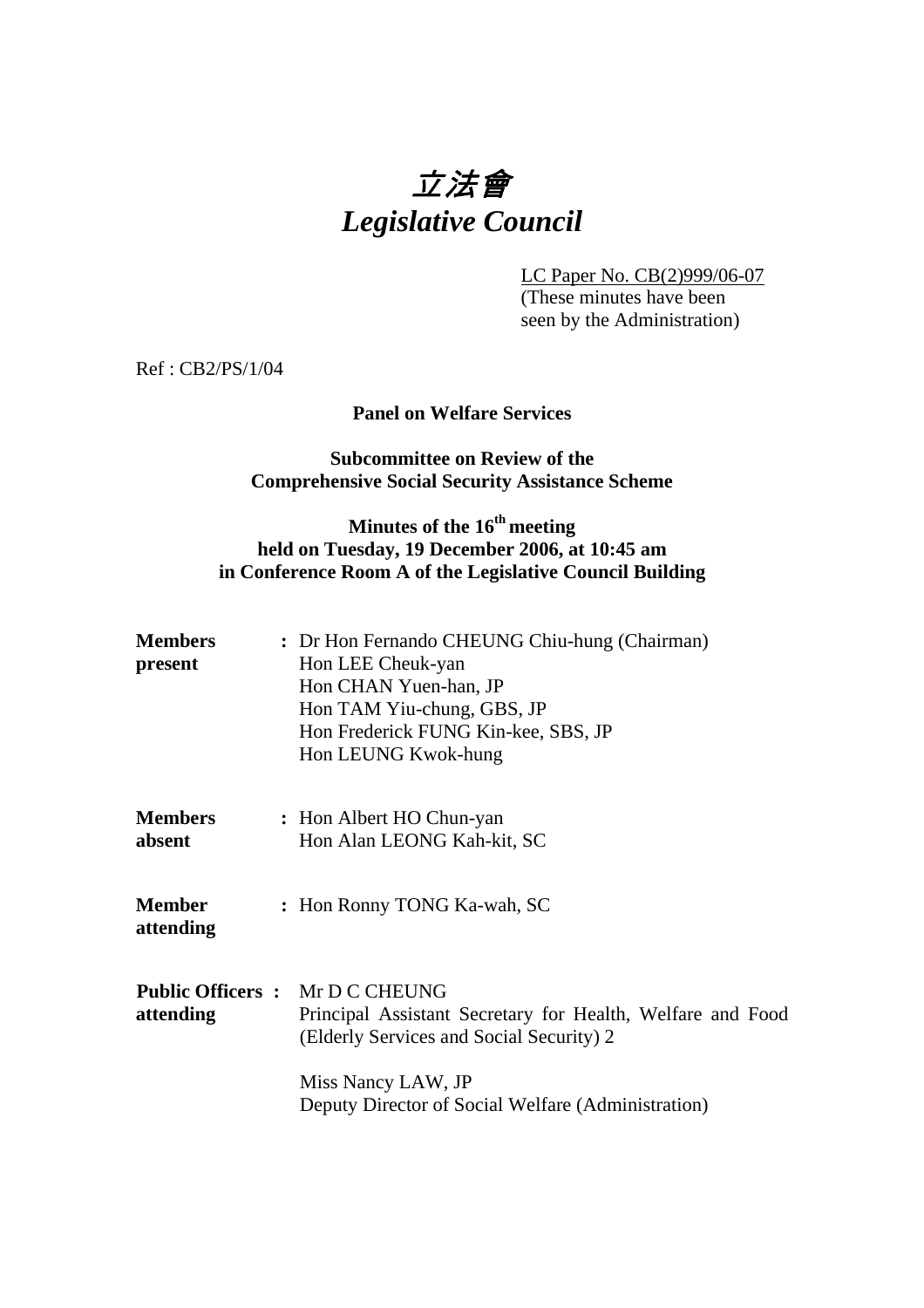# *立法會*
# *Legislative Council*

LC Paper No. CB(2)999/06-07
(These minutes have been seen by the Administration)

Ref : CB2/PS/1/04

**Panel on Welfare Services**

**Subcommittee on Review of the Comprehensive Social Security Assistance Scheme**

**Minutes of the 16th meeting held on Tuesday, 19 December 2006, at 10:45 am in Conference Room A of the Legislative Council Building**

| | | |
|---|---|---|
| **Members present** | : | Dr Hon Fernando CHEUNG Chiu-hung (Chairman)<br>Hon LEE Cheuk-yan<br>Hon CHAN Yuen-han, JP<br>Hon TAM Yiu-chung, GBS, JP<br>Hon Frederick FUNG Kin-kee, SBS, JP<br>Hon LEUNG Kwok-hung |
| **Members absent** | : | Hon Albert HO Chun-yan<br>Hon Alan LEONG Kah-kit, SC |
| **Member attending** | : | Hon Ronny TONG Ka-wah, SC |
| **Public Officers attending** | : | Mr D C CHEUNG<br>Principal Assistant Secretary for Health, Welfare and Food (Elderly Services and Social Security) 2<br><br>Miss Nancy LAW, JP<br>Deputy Director of Social Welfare (Administration) |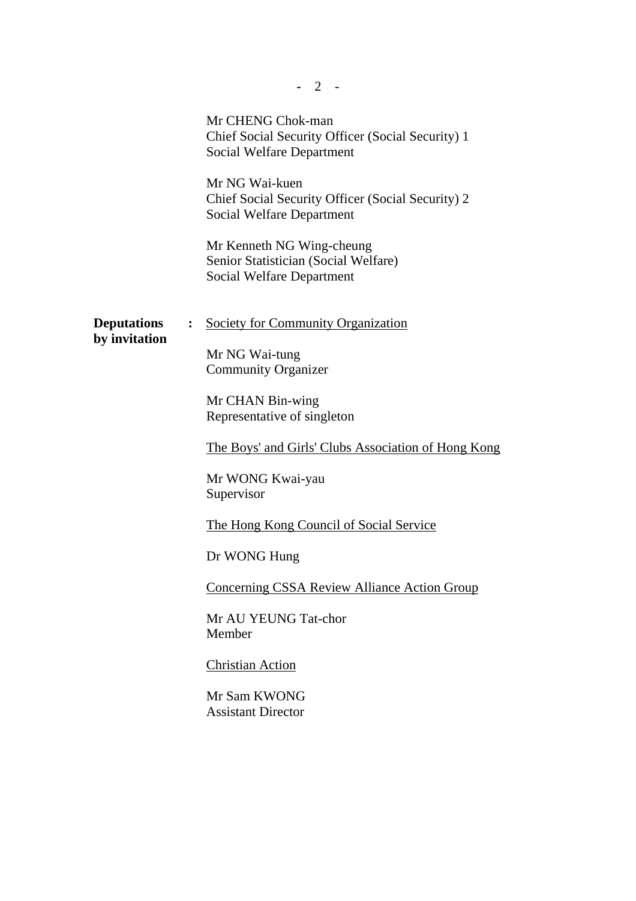Mr CHENG Chok-man
Chief Social Security Officer (Social Security) 1
Social Welfare Department

Mr NG Wai-kuen
Chief Social Security Officer (Social Security) 2
Social Welfare Department

Mr Kenneth NG Wing-cheung
Senior Statistician (Social Welfare)
Social Welfare Department

**Deputations by invitation** : <u>Society for Community Organization</u>

Mr NG Wai-tung
Community Organizer

Mr CHAN Bin-wing
Representative of singleton

<u>The Boys' and Girls' Clubs Association of Hong Kong</u>

Mr WONG Kwai-yau
Supervisor

<u>The Hong Kong Council of Social Service</u>

Dr WONG Hung

<u>Concerning CSSA Review Alliance Action Group</u>

Mr AU YEUNG Tat-chor
Member

<u>Christian Action</u>

Mr Sam KWONG
Assistant Director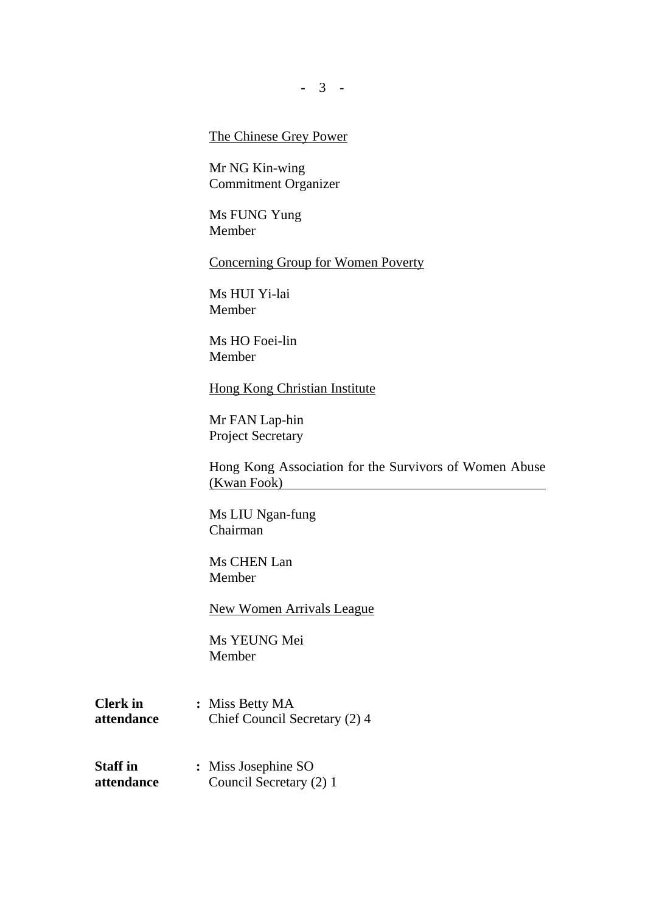<u>The Chinese Grey Power</u>

Mr NG Kin-wing
Commitment Organizer

Ms FUNG Yung
Member

<u>Concerning Group for Women Poverty</u>

Ms HUI Yi-lai
Member

Ms HO Foei-lin
Member

<u>Hong Kong Christian Institute</u>

Mr FAN Lap-hin
Project Secretary

<u>Hong Kong Association for the Survivors of Women Abuse (Kwan Fook)</u>

Ms LIU Ngan-fung
Chairman

Ms CHEN Lan
Member

<u>New Women Arrivals League</u>

Ms YEUNG Mei
Member

**Clerk in attendance** : Miss Betty MA
Chief Council Secretary (2) 4

**Staff in attendance** : Miss Josephine SO
Council Secretary (2) 1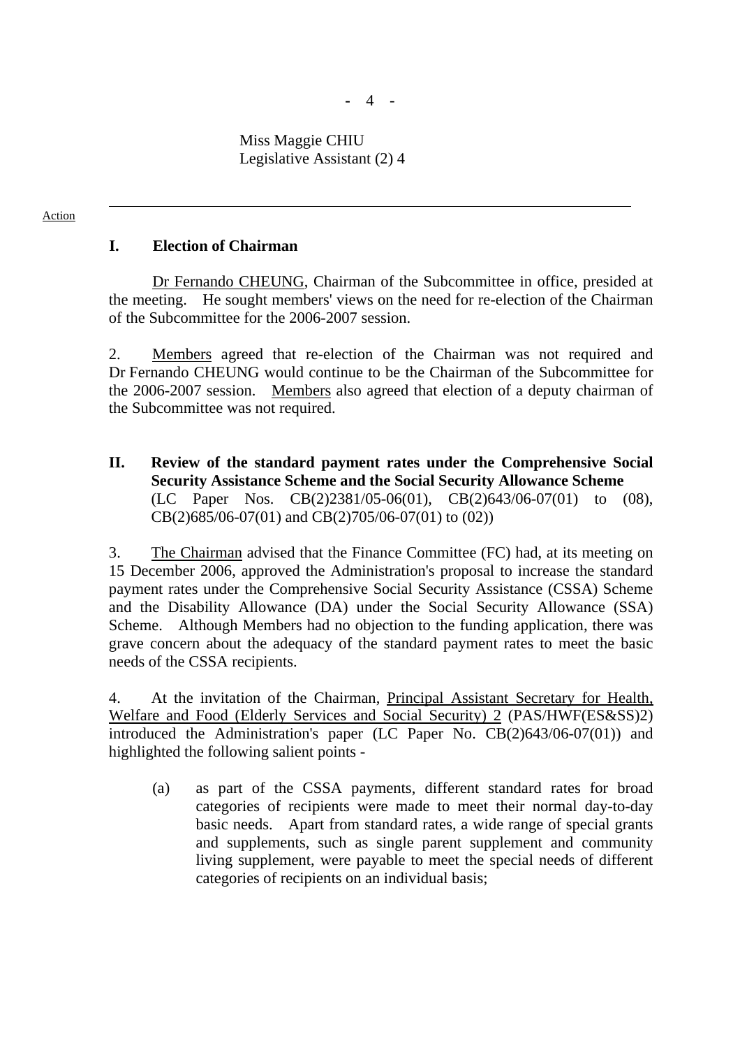Miss Maggie CHIU
Legislative Assistant (2) 4

---

Action

**I. Election of Chairman**

Dr Fernando CHEUNG, Chairman of the Subcommittee in office, presided at the meeting. He sought members' views on the need for re-election of the Chairman of the Subcommittee for the 2006-2007 session.

2. Members agreed that re-election of the Chairman was not required and Dr Fernando CHEUNG would continue to be the Chairman of the Subcommittee for the 2006-2007 session. Members also agreed that election of a deputy chairman of the Subcommittee was not required.

**II. Review of the standard payment rates under the Comprehensive Social Security Assistance Scheme and the Social Security Allowance Scheme**
(LC Paper Nos. CB(2)2381/05-06(01), CB(2)643/06-07(01) to (08), CB(2)685/06-07(01) and CB(2)705/06-07(01) to (02))

3. The Chairman advised that the Finance Committee (FC) had, at its meeting on 15 December 2006, approved the Administration's proposal to increase the standard payment rates under the Comprehensive Social Security Assistance (CSSA) Scheme and the Disability Allowance (DA) under the Social Security Allowance (SSA) Scheme. Although Members had no objection to the funding application, there was grave concern about the adequacy of the standard payment rates to meet the basic needs of the CSSA recipients.

4. At the invitation of the Chairman, Principal Assistant Secretary for Health, Welfare and Food (Elderly Services and Social Security) 2 (PAS/HWF(ES&SS)2) introduced the Administration's paper (LC Paper No. CB(2)643/06-07(01)) and highlighted the following salient points -

(a) as part of the CSSA payments, different standard rates for broad categories of recipients were made to meet their normal day-to-day basic needs. Apart from standard rates, a wide range of special grants and supplements, such as single parent supplement and community living supplement, were payable to meet the special needs of different categories of recipients on an individual basis;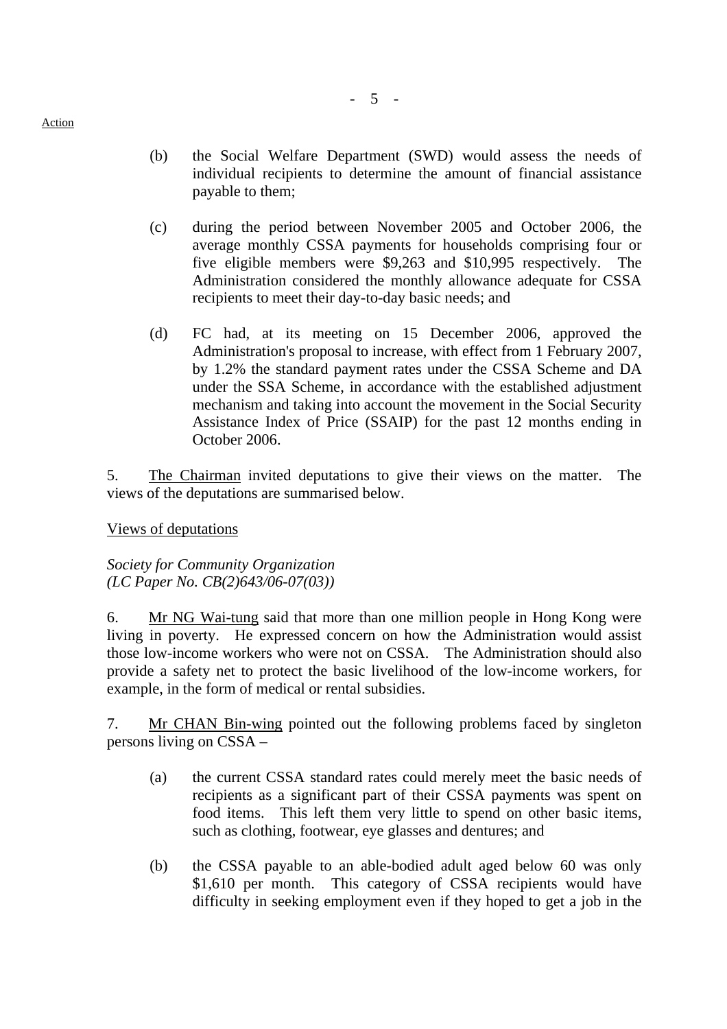Action

(b) the Social Welfare Department (SWD) would assess the needs of individual recipients to determine the amount of financial assistance payable to them;

(c) during the period between November 2005 and October 2006, the average monthly CSSA payments for households comprising four or five eligible members were $9,263 and $10,995 respectively. The Administration considered the monthly allowance adequate for CSSA recipients to meet their day-to-day basic needs; and

(d) FC had, at its meeting on 15 December 2006, approved the Administration's proposal to increase, with effect from 1 February 2007, by 1.2% the standard payment rates under the CSSA Scheme and DA under the SSA Scheme, in accordance with the established adjustment mechanism and taking into account the movement in the Social Security Assistance Index of Price (SSAIP) for the past 12 months ending in October 2006.

5. The Chairman invited deputations to give their views on the matter. The views of the deputations are summarised below.

Views of deputations

*Society for Community Organization*
*(LC Paper No. CB(2)643/06-07(03))*

6. Mr NG Wai-tung said that more than one million people in Hong Kong were living in poverty. He expressed concern on how the Administration would assist those low-income workers who were not on CSSA. The Administration should also provide a safety net to protect the basic livelihood of the low-income workers, for example, in the form of medical or rental subsidies.

7. Mr CHAN Bin-wing pointed out the following problems faced by singleton persons living on CSSA –

(a) the current CSSA standard rates could merely meet the basic needs of recipients as a significant part of their CSSA payments was spent on food items. This left them very little to spend on other basic items, such as clothing, footwear, eye glasses and dentures; and

(b) the CSSA payable to an able-bodied adult aged below 60 was only $1,610 per month. This category of CSSA recipients would have difficulty in seeking employment even if they hoped to get a job in the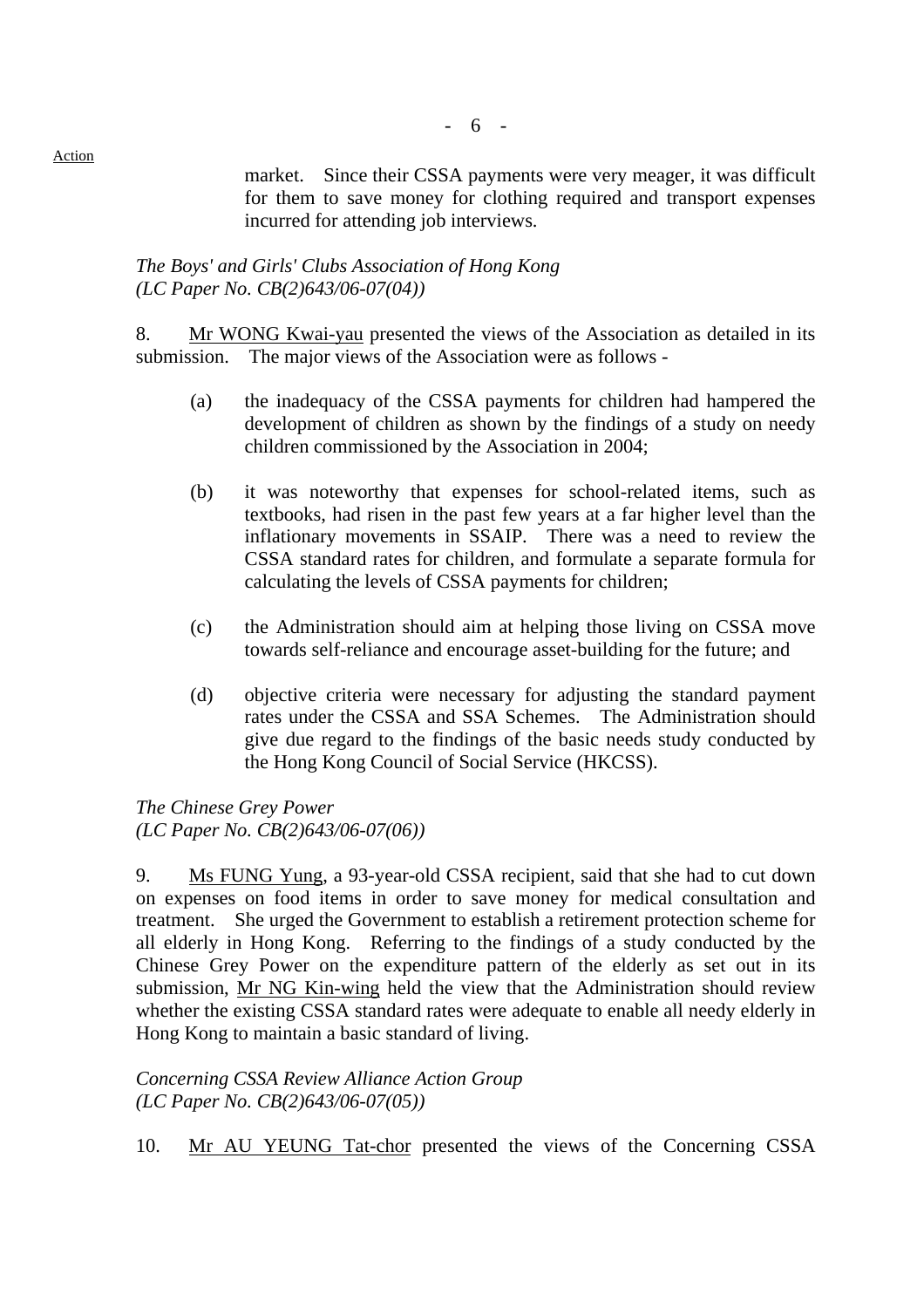market. Since their CSSA payments were very meager, it was difficult for them to save money for clothing required and transport expenses incurred for attending job interviews.

*The Boys' and Girls' Clubs Association of Hong Kong*
*(LC Paper No. CB(2)643/06-07(04))*

8. Mr WONG Kwai-yau presented the views of the Association as detailed in its submission. The major views of the Association were as follows -

(a) the inadequacy of the CSSA payments for children had hampered the development of children as shown by the findings of a study on needy children commissioned by the Association in 2004;

(b) it was noteworthy that expenses for school-related items, such as textbooks, had risen in the past few years at a far higher level than the inflationary movements in SSAIP. There was a need to review the CSSA standard rates for children, and formulate a separate formula for calculating the levels of CSSA payments for children;

(c) the Administration should aim at helping those living on CSSA move towards self-reliance and encourage asset-building for the future; and

(d) objective criteria were necessary for adjusting the standard payment rates under the CSSA and SSA Schemes. The Administration should give due regard to the findings of the basic needs study conducted by the Hong Kong Council of Social Service (HKCSS).

*The Chinese Grey Power*
*(LC Paper No. CB(2)643/06-07(06))*

9. Ms FUNG Yung, a 93-year-old CSSA recipient, said that she had to cut down on expenses on food items in order to save money for medical consultation and treatment. She urged the Government to establish a retirement protection scheme for all elderly in Hong Kong. Referring to the findings of a study conducted by the Chinese Grey Power on the expenditure pattern of the elderly as set out in its submission, Mr NG Kin-wing held the view that the Administration should review whether the existing CSSA standard rates were adequate to enable all needy elderly in Hong Kong to maintain a basic standard of living.

*Concerning CSSA Review Alliance Action Group*
*(LC Paper No. CB(2)643/06-07(05))*

10. Mr AU YEUNG Tat-chor presented the views of the Concerning CSSA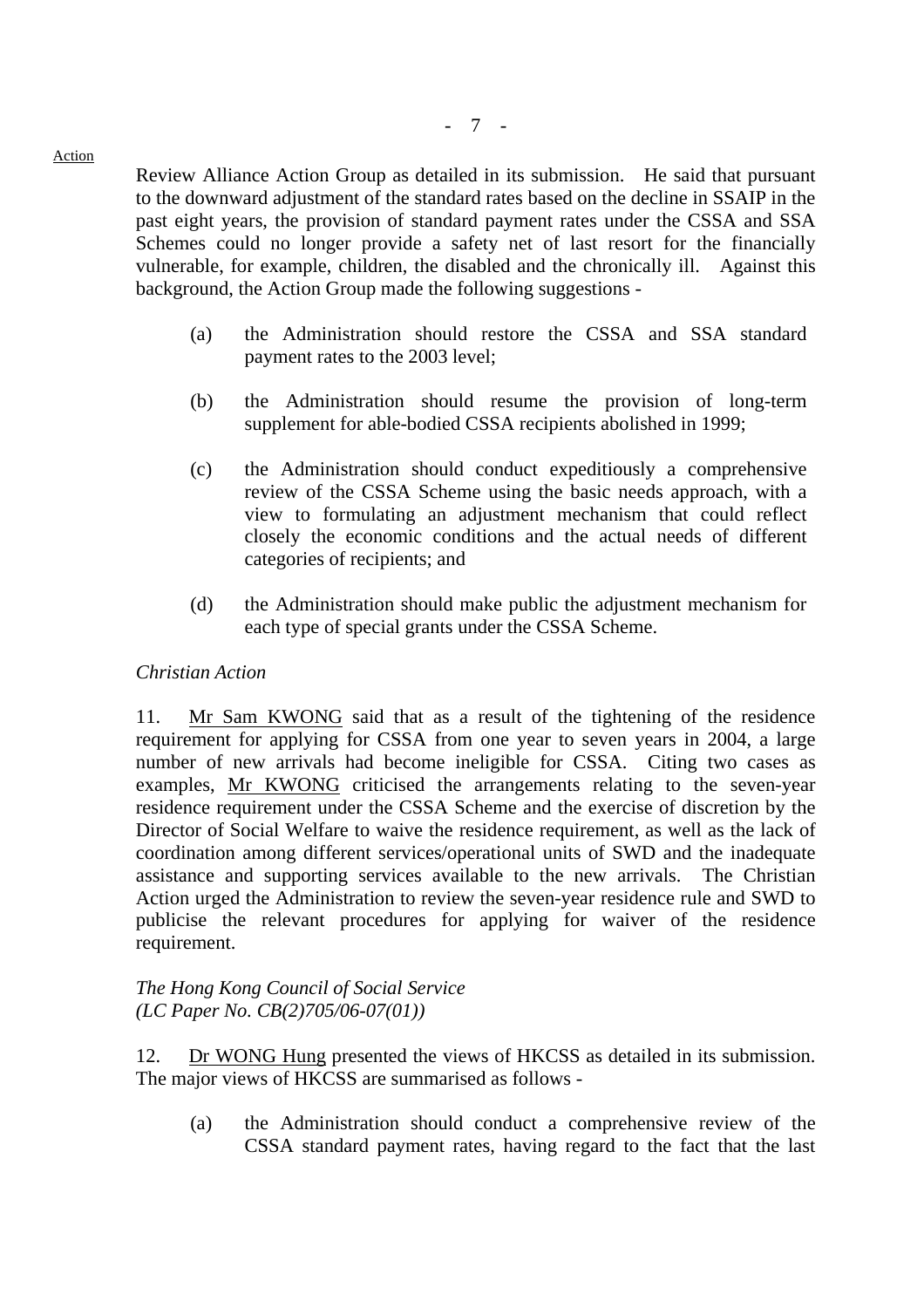Review Alliance Action Group as detailed in its submission. He said that pursuant to the downward adjustment of the standard rates based on the decline in SSAIP in the past eight years, the provision of standard payment rates under the CSSA and SSA Schemes could no longer provide a safety net of last resort for the financially vulnerable, for example, children, the disabled and the chronically ill. Against this background, the Action Group made the following suggestions -

(a) the Administration should restore the CSSA and SSA standard payment rates to the 2003 level;

(b) the Administration should resume the provision of long-term supplement for able-bodied CSSA recipients abolished in 1999;

(c) the Administration should conduct expeditiously a comprehensive review of the CSSA Scheme using the basic needs approach, with a view to formulating an adjustment mechanism that could reflect closely the economic conditions and the actual needs of different categories of recipients; and

(d) the Administration should make public the adjustment mechanism for each type of special grants under the CSSA Scheme.

*Christian Action*

11. Mr Sam KWONG said that as a result of the tightening of the residence requirement for applying for CSSA from one year to seven years in 2004, a large number of new arrivals had become ineligible for CSSA. Citing two cases as examples, Mr KWONG criticised the arrangements relating to the seven-year residence requirement under the CSSA Scheme and the exercise of discretion by the Director of Social Welfare to waive the residence requirement, as well as the lack of coordination among different services/operational units of SWD and the inadequate assistance and supporting services available to the new arrivals. The Christian Action urged the Administration to review the seven-year residence rule and SWD to publicise the relevant procedures for applying for waiver of the residence requirement.

*The Hong Kong Council of Social Service*
*(LC Paper No. CB(2)705/06-07(01))*

12. Dr WONG Hung presented the views of HKCSS as detailed in its submission. The major views of HKCSS are summarised as follows -

(a) the Administration should conduct a comprehensive review of the CSSA standard payment rates, having regard to the fact that the last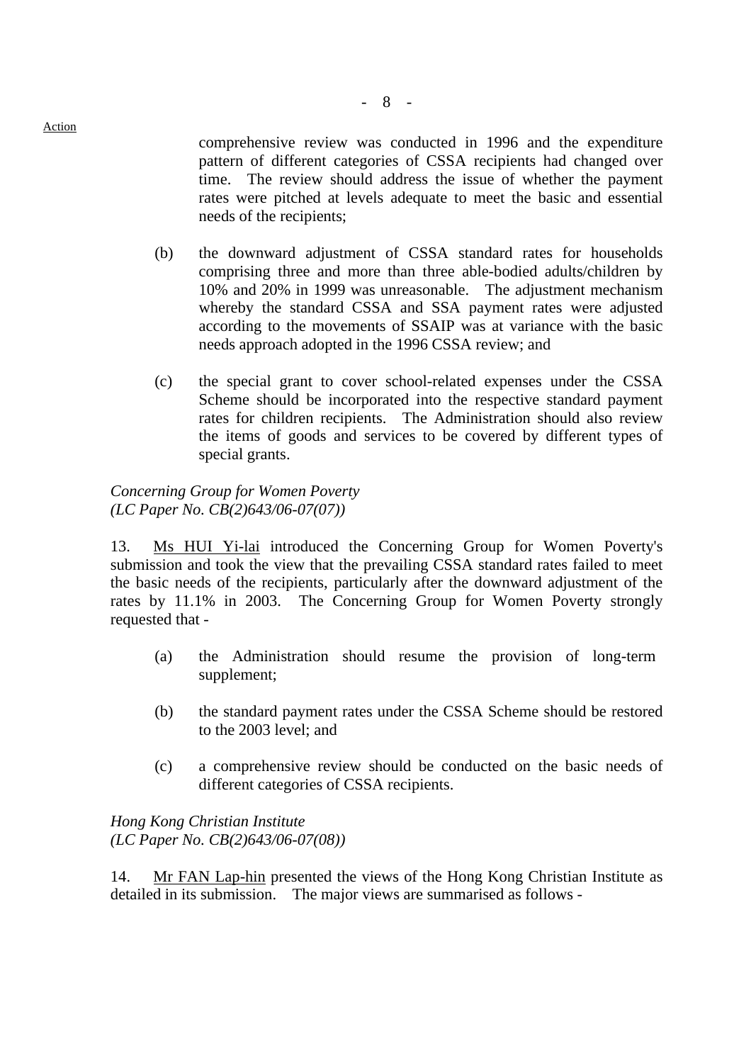comprehensive review was conducted in 1996 and the expenditure pattern of different categories of CSSA recipients had changed over time. The review should address the issue of whether the payment rates were pitched at levels adequate to meet the basic and essential needs of the recipients;

(b) the downward adjustment of CSSA standard rates for households comprising three and more than three able-bodied adults/children by 10% and 20% in 1999 was unreasonable. The adjustment mechanism whereby the standard CSSA and SSA payment rates were adjusted according to the movements of SSAIP was at variance with the basic needs approach adopted in the 1996 CSSA review; and

(c) the special grant to cover school-related expenses under the CSSA Scheme should be incorporated into the respective standard payment rates for children recipients. The Administration should also review the items of goods and services to be covered by different types of special grants.

*Concerning Group for Women Poverty*
*(LC Paper No. CB(2)643/06-07(07))*

13. Ms HUI Yi-lai introduced the Concerning Group for Women Poverty's submission and took the view that the prevailing CSSA standard rates failed to meet the basic needs of the recipients, particularly after the downward adjustment of the rates by 11.1% in 2003. The Concerning Group for Women Poverty strongly requested that -

(a) the Administration should resume the provision of long-term supplement;

(b) the standard payment rates under the CSSA Scheme should be restored to the 2003 level; and

(c) a comprehensive review should be conducted on the basic needs of different categories of CSSA recipients.

*Hong Kong Christian Institute*
*(LC Paper No. CB(2)643/06-07(08))*

14. Mr FAN Lap-hin presented the views of the Hong Kong Christian Institute as detailed in its submission. The major views are summarised as follows -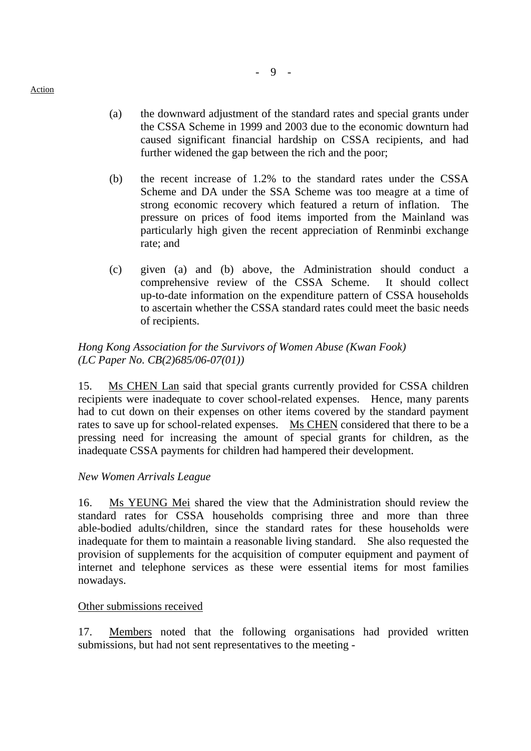Action

(a) the downward adjustment of the standard rates and special grants under the CSSA Scheme in 1999 and 2003 due to the economic downturn had caused significant financial hardship on CSSA recipients, and had further widened the gap between the rich and the poor;

(b) the recent increase of 1.2% to the standard rates under the CSSA Scheme and DA under the SSA Scheme was too meagre at a time of strong economic recovery which featured a return of inflation. The pressure on prices of food items imported from the Mainland was particularly high given the recent appreciation of Renminbi exchange rate; and

(c) given (a) and (b) above, the Administration should conduct a comprehensive review of the CSSA Scheme. It should collect up-to-date information on the expenditure pattern of CSSA households to ascertain whether the CSSA standard rates could meet the basic needs of recipients.

*Hong Kong Association for the Survivors of Women Abuse (Kwan Fook)*
*(LC Paper No. CB(2)685/06-07(01))*

15. Ms CHEN Lan said that special grants currently provided for CSSA children recipients were inadequate to cover school-related expenses. Hence, many parents had to cut down on their expenses on other items covered by the standard payment rates to save up for school-related expenses. Ms CHEN considered that there to be a pressing need for increasing the amount of special grants for children, as the inadequate CSSA payments for children had hampered their development.

*New Women Arrivals League*

16. Ms YEUNG Mei shared the view that the Administration should review the standard rates for CSSA households comprising three and more than three able-bodied adults/children, since the standard rates for these households were inadequate for them to maintain a reasonable living standard. She also requested the provision of supplements for the acquisition of computer equipment and payment of internet and telephone services as these were essential items for most families nowadays.

Other submissions received

17. Members noted that the following organisations had provided written submissions, but had not sent representatives to the meeting -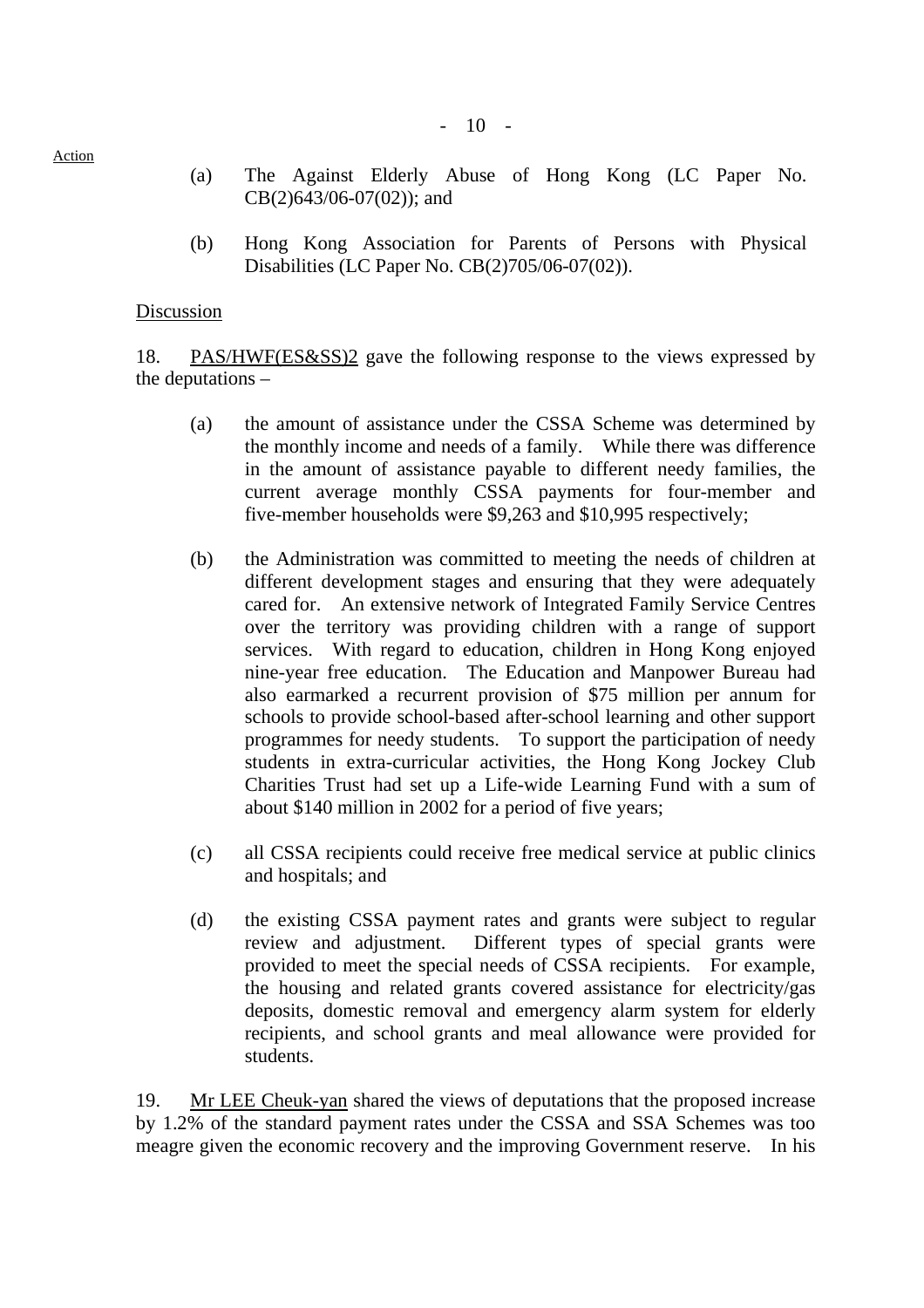Action

(a) The Against Elderly Abuse of Hong Kong (LC Paper No. CB(2)643/06-07(02)); and

(b) Hong Kong Association for Parents of Persons with Physical Disabilities (LC Paper No. CB(2)705/06-07(02)).

Discussion

18. PAS/HWF(ES&SS)2 gave the following response to the views expressed by the deputations –

(a) the amount of assistance under the CSSA Scheme was determined by the monthly income and needs of a family. While there was difference in the amount of assistance payable to different needy families, the current average monthly CSSA payments for four-member and five-member households were $9,263 and $10,995 respectively;

(b) the Administration was committed to meeting the needs of children at different development stages and ensuring that they were adequately cared for. An extensive network of Integrated Family Service Centres over the territory was providing children with a range of support services. With regard to education, children in Hong Kong enjoyed nine-year free education. The Education and Manpower Bureau had also earmarked a recurrent provision of $75 million per annum for schools to provide school-based after-school learning and other support programmes for needy students. To support the participation of needy students in extra-curricular activities, the Hong Kong Jockey Club Charities Trust had set up a Life-wide Learning Fund with a sum of about $140 million in 2002 for a period of five years;

(c) all CSSA recipients could receive free medical service at public clinics and hospitals; and

(d) the existing CSSA payment rates and grants were subject to regular review and adjustment. Different types of special grants were provided to meet the special needs of CSSA recipients. For example, the housing and related grants covered assistance for electricity/gas deposits, domestic removal and emergency alarm system for elderly recipients, and school grants and meal allowance were provided for students.

19. Mr LEE Cheuk-yan shared the views of deputations that the proposed increase by 1.2% of the standard payment rates under the CSSA and SSA Schemes was too meagre given the economic recovery and the improving Government reserve. In his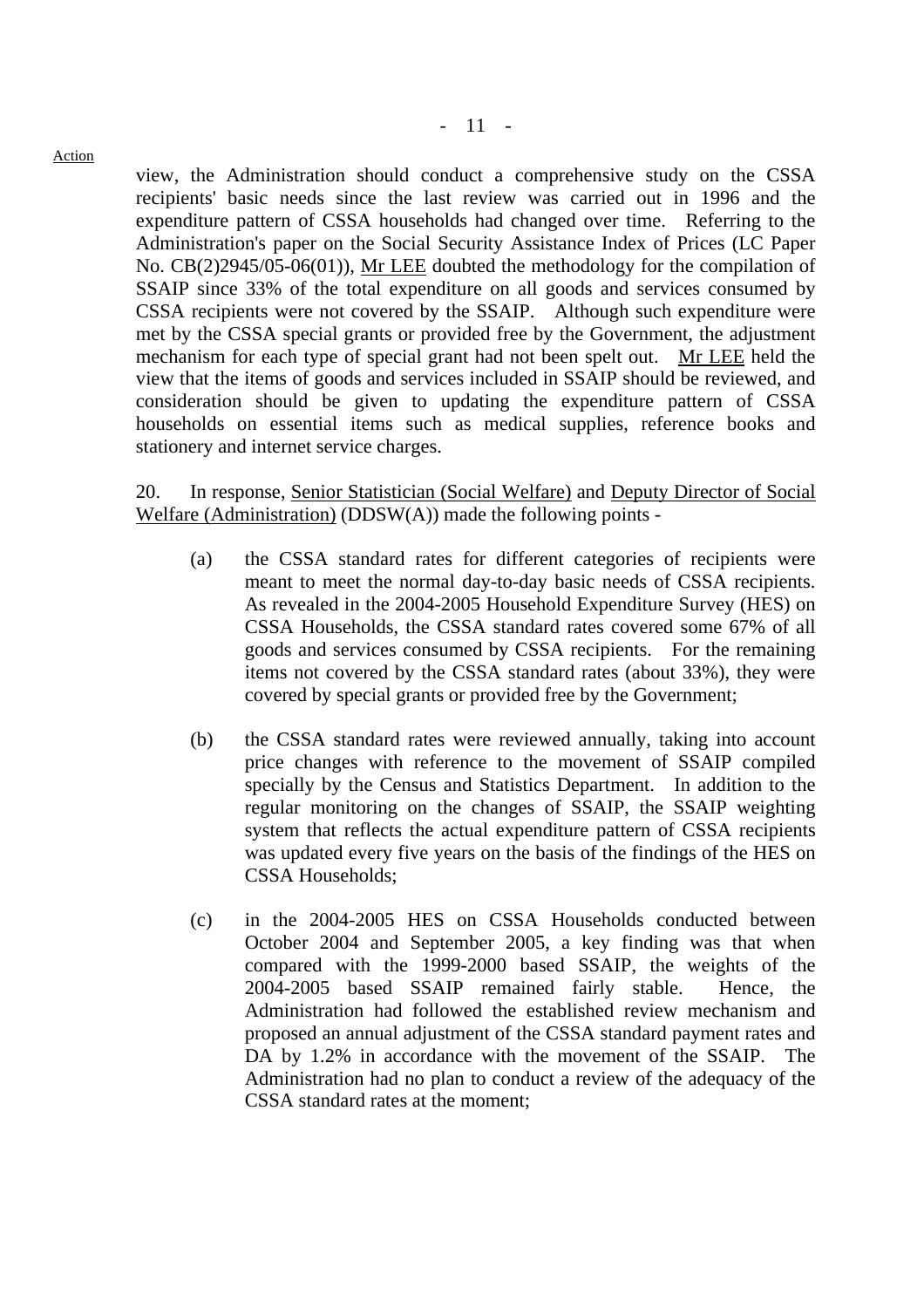Action

view, the Administration should conduct a comprehensive study on the CSSA recipients' basic needs since the last review was carried out in 1996 and the expenditure pattern of CSSA households had changed over time. Referring to the Administration's paper on the Social Security Assistance Index of Prices (LC Paper No. CB(2)2945/05-06(01)), Mr LEE doubted the methodology for the compilation of SSAIP since 33% of the total expenditure on all goods and services consumed by CSSA recipients were not covered by the SSAIP. Although such expenditure were met by the CSSA special grants or provided free by the Government, the adjustment mechanism for each type of special grant had not been spelt out. Mr LEE held the view that the items of goods and services included in SSAIP should be reviewed, and consideration should be given to updating the expenditure pattern of CSSA households on essential items such as medical supplies, reference books and stationery and internet service charges.

20. In response, Senior Statistician (Social Welfare) and Deputy Director of Social Welfare (Administration) (DDSW(A)) made the following points -

(a) the CSSA standard rates for different categories of recipients were meant to meet the normal day-to-day basic needs of CSSA recipients. As revealed in the 2004-2005 Household Expenditure Survey (HES) on CSSA Households, the CSSA standard rates covered some 67% of all goods and services consumed by CSSA recipients. For the remaining items not covered by the CSSA standard rates (about 33%), they were covered by special grants or provided free by the Government;

(b) the CSSA standard rates were reviewed annually, taking into account price changes with reference to the movement of SSAIP compiled specially by the Census and Statistics Department. In addition to the regular monitoring on the changes of SSAIP, the SSAIP weighting system that reflects the actual expenditure pattern of CSSA recipients was updated every five years on the basis of the findings of the HES on CSSA Households;

(c) in the 2004-2005 HES on CSSA Households conducted between October 2004 and September 2005, a key finding was that when compared with the 1999-2000 based SSAIP, the weights of the 2004-2005 based SSAIP remained fairly stable. Hence, the Administration had followed the established review mechanism and proposed an annual adjustment of the CSSA standard payment rates and DA by 1.2% in accordance with the movement of the SSAIP. The Administration had no plan to conduct a review of the adequacy of the CSSA standard rates at the moment;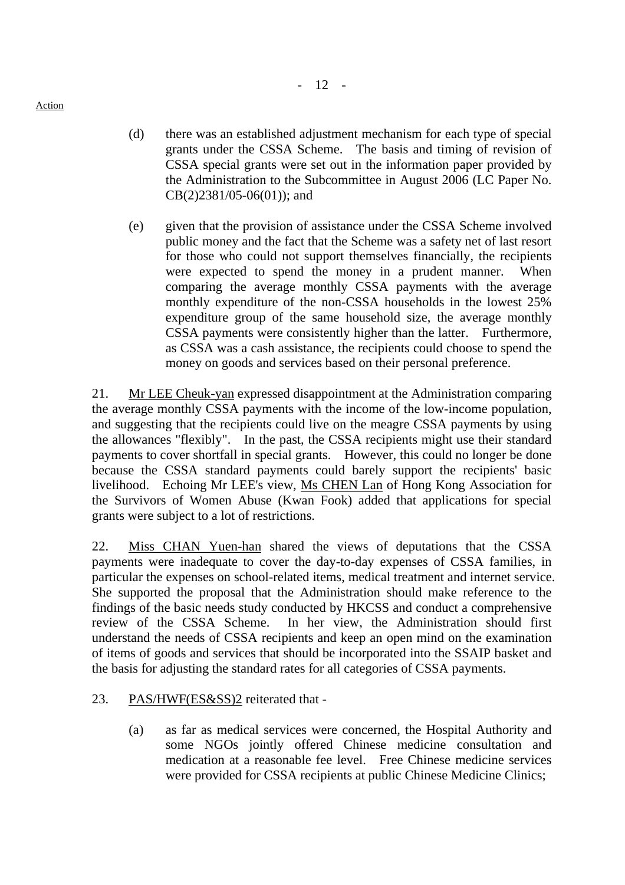(d) there was an established adjustment mechanism for each type of special grants under the CSSA Scheme. The basis and timing of revision of CSSA special grants were set out in the information paper provided by the Administration to the Subcommittee in August 2006 (LC Paper No. CB(2)2381/05-06(01)); and

(e) given that the provision of assistance under the CSSA Scheme involved public money and the fact that the Scheme was a safety net of last resort for those who could not support themselves financially, the recipients were expected to spend the money in a prudent manner. When comparing the average monthly CSSA payments with the average monthly expenditure of the non-CSSA households in the lowest 25% expenditure group of the same household size, the average monthly CSSA payments were consistently higher than the latter. Furthermore, as CSSA was a cash assistance, the recipients could choose to spend the money on goods and services based on their personal preference.

21. Mr LEE Cheuk-yan expressed disappointment at the Administration comparing the average monthly CSSA payments with the income of the low-income population, and suggesting that the recipients could live on the meagre CSSA payments by using the allowances "flexibly". In the past, the CSSA recipients might use their standard payments to cover shortfall in special grants. However, this could no longer be done because the CSSA standard payments could barely support the recipients' basic livelihood. Echoing Mr LEE's view, Ms CHEN Lan of Hong Kong Association for the Survivors of Women Abuse (Kwan Fook) added that applications for special grants were subject to a lot of restrictions.

22. Miss CHAN Yuen-han shared the views of deputations that the CSSA payments were inadequate to cover the day-to-day expenses of CSSA families, in particular the expenses on school-related items, medical treatment and internet service. She supported the proposal that the Administration should make reference to the findings of the basic needs study conducted by HKCSS and conduct a comprehensive review of the CSSA Scheme. In her view, the Administration should first understand the needs of CSSA recipients and keep an open mind on the examination of items of goods and services that should be incorporated into the SSAIP basket and the basis for adjusting the standard rates for all categories of CSSA payments.

23. PAS/HWF(ES&SS)2 reiterated that -

(a) as far as medical services were concerned, the Hospital Authority and some NGOs jointly offered Chinese medicine consultation and medication at a reasonable fee level. Free Chinese medicine services were provided for CSSA recipients at public Chinese Medicine Clinics;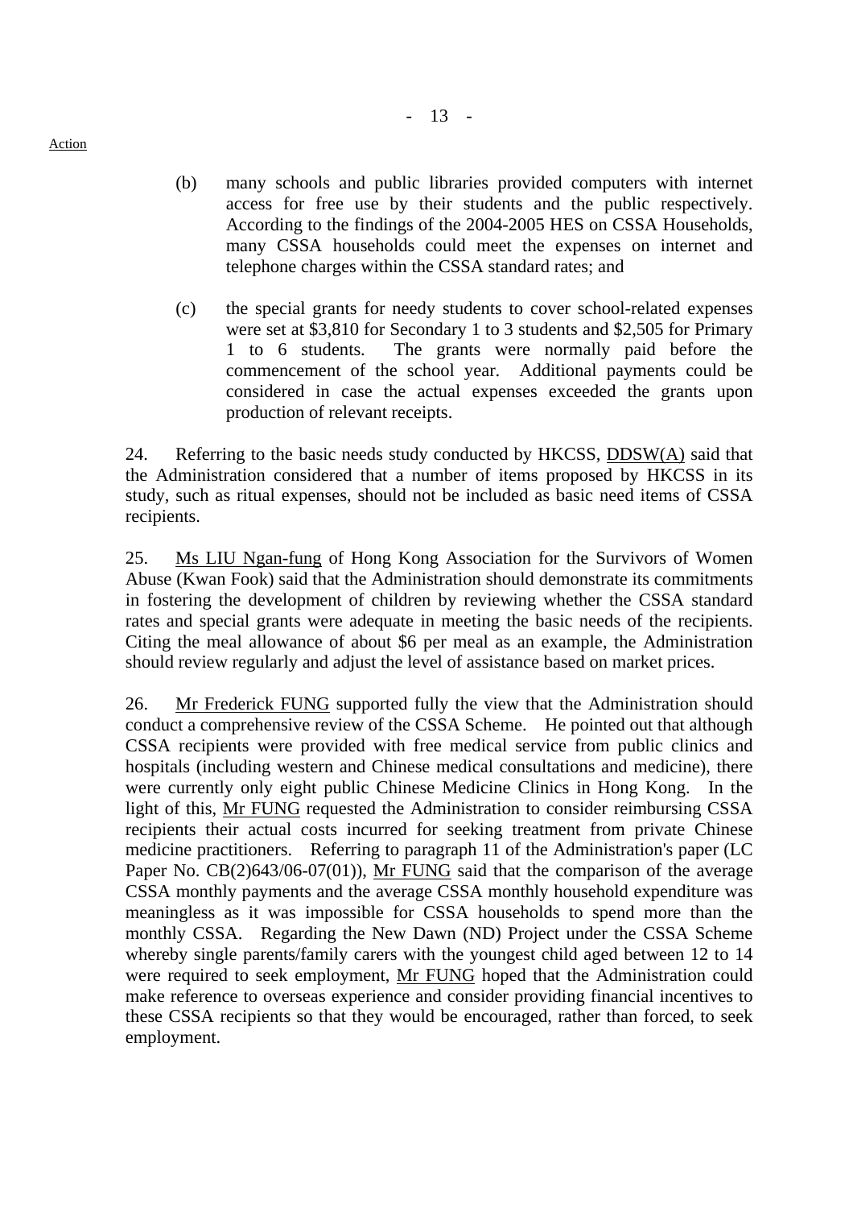Action

(b) many schools and public libraries provided computers with internet access for free use by their students and the public respectively. According to the findings of the 2004-2005 HES on CSSA Households, many CSSA households could meet the expenses on internet and telephone charges within the CSSA standard rates; and

(c) the special grants for needy students to cover school-related expenses were set at $3,810 for Secondary 1 to 3 students and $2,505 for Primary 1 to 6 students. The grants were normally paid before the commencement of the school year. Additional payments could be considered in case the actual expenses exceeded the grants upon production of relevant receipts.

24. Referring to the basic needs study conducted by HKCSS, DDSW(A) said that the Administration considered that a number of items proposed by HKCSS in its study, such as ritual expenses, should not be included as basic need items of CSSA recipients.

25. Ms LIU Ngan-fung of Hong Kong Association for the Survivors of Women Abuse (Kwan Fook) said that the Administration should demonstrate its commitments in fostering the development of children by reviewing whether the CSSA standard rates and special grants were adequate in meeting the basic needs of the recipients. Citing the meal allowance of about $6 per meal as an example, the Administration should review regularly and adjust the level of assistance based on market prices.

26. Mr Frederick FUNG supported fully the view that the Administration should conduct a comprehensive review of the CSSA Scheme. He pointed out that although CSSA recipients were provided with free medical service from public clinics and hospitals (including western and Chinese medical consultations and medicine), there were currently only eight public Chinese Medicine Clinics in Hong Kong. In the light of this, Mr FUNG requested the Administration to consider reimbursing CSSA recipients their actual costs incurred for seeking treatment from private Chinese medicine practitioners. Referring to paragraph 11 of the Administration's paper (LC Paper No. CB(2)643/06-07(01)), Mr FUNG said that the comparison of the average CSSA monthly payments and the average CSSA monthly household expenditure was meaningless as it was impossible for CSSA households to spend more than the monthly CSSA. Regarding the New Dawn (ND) Project under the CSSA Scheme whereby single parents/family carers with the youngest child aged between 12 to 14 were required to seek employment, Mr FUNG hoped that the Administration could make reference to overseas experience and consider providing financial incentives to these CSSA recipients so that they would be encouraged, rather than forced, to seek employment.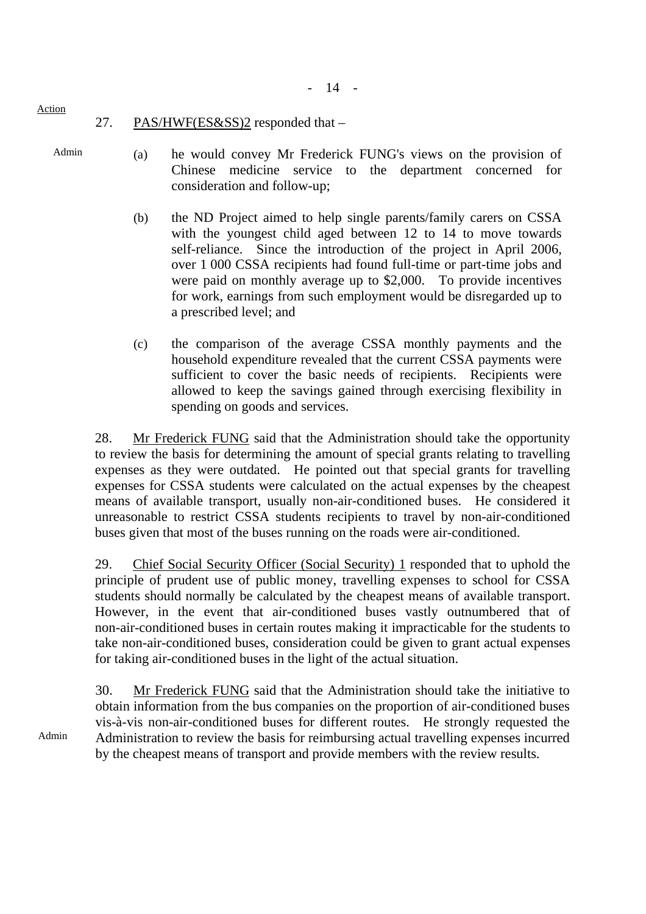Action

27. PAS/HWF(ES&SS)2 responded that –

Admin

(a) he would convey Mr Frederick FUNG's views on the provision of Chinese medicine service to the department concerned for consideration and follow-up;

(b) the ND Project aimed to help single parents/family carers on CSSA with the youngest child aged between 12 to 14 to move towards self-reliance. Since the introduction of the project in April 2006, over 1 000 CSSA recipients had found full-time or part-time jobs and were paid on monthly average up to $2,000. To provide incentives for work, earnings from such employment would be disregarded up to a prescribed level; and

(c) the comparison of the average CSSA monthly payments and the household expenditure revealed that the current CSSA payments were sufficient to cover the basic needs of recipients. Recipients were allowed to keep the savings gained through exercising flexibility in spending on goods and services.

28. Mr Frederick FUNG said that the Administration should take the opportunity to review the basis for determining the amount of special grants relating to travelling expenses as they were outdated. He pointed out that special grants for travelling expenses for CSSA students were calculated on the actual expenses by the cheapest means of available transport, usually non-air-conditioned buses. He considered it unreasonable to restrict CSSA students recipients to travel by non-air-conditioned buses given that most of the buses running on the roads were air-conditioned.

29. Chief Social Security Officer (Social Security) 1 responded that to uphold the principle of prudent use of public money, travelling expenses to school for CSSA students should normally be calculated by the cheapest means of available transport. However, in the event that air-conditioned buses vastly outnumbered that of non-air-conditioned buses in certain routes making it impracticable for the students to take non-air-conditioned buses, consideration could be given to grant actual expenses for taking air-conditioned buses in the light of the actual situation.

30. Mr Frederick FUNG said that the Administration should take the initiative to obtain information from the bus companies on the proportion of air-conditioned buses vis-à-vis non-air-conditioned buses for different routes. He strongly requested the Administration to review the basis for reimbursing actual travelling expenses incurred by the cheapest means of transport and provide members with the review results.

Admin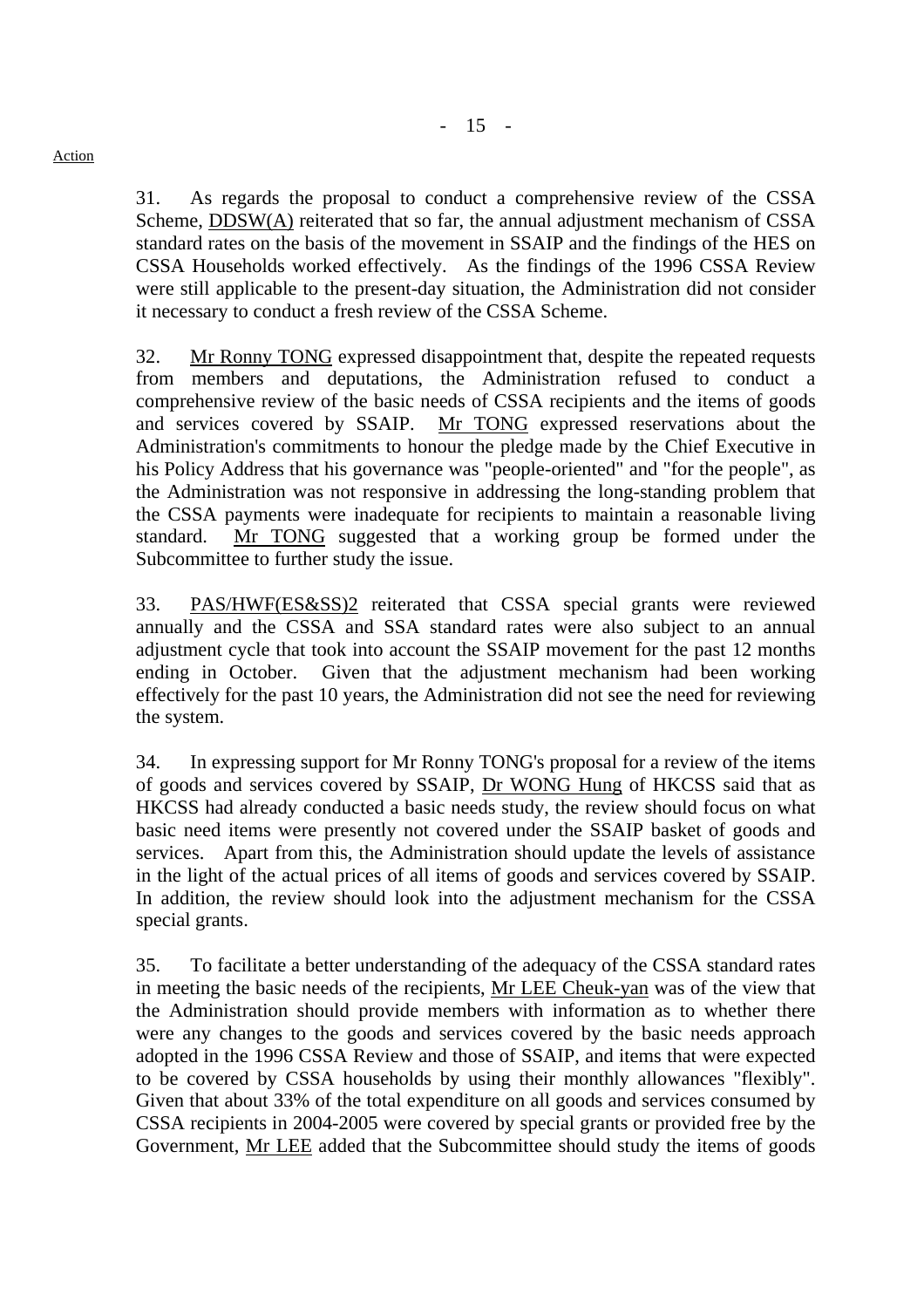Action

31. As regards the proposal to conduct a comprehensive review of the CSSA Scheme, DDSW(A) reiterated that so far, the annual adjustment mechanism of CSSA standard rates on the basis of the movement in SSAIP and the findings of the HES on CSSA Households worked effectively. As the findings of the 1996 CSSA Review were still applicable to the present-day situation, the Administration did not consider it necessary to conduct a fresh review of the CSSA Scheme.

32. Mr Ronny TONG expressed disappointment that, despite the repeated requests from members and deputations, the Administration refused to conduct a comprehensive review of the basic needs of CSSA recipients and the items of goods and services covered by SSAIP. Mr TONG expressed reservations about the Administration's commitments to honour the pledge made by the Chief Executive in his Policy Address that his governance was "people-oriented" and "for the people", as the Administration was not responsive in addressing the long-standing problem that the CSSA payments were inadequate for recipients to maintain a reasonable living standard. Mr TONG suggested that a working group be formed under the Subcommittee to further study the issue.

33. PAS/HWF(ES&SS)2 reiterated that CSSA special grants were reviewed annually and the CSSA and SSA standard rates were also subject to an annual adjustment cycle that took into account the SSAIP movement for the past 12 months ending in October. Given that the adjustment mechanism had been working effectively for the past 10 years, the Administration did not see the need for reviewing the system.

34. In expressing support for Mr Ronny TONG's proposal for a review of the items of goods and services covered by SSAIP, Dr WONG Hung of HKCSS said that as HKCSS had already conducted a basic needs study, the review should focus on what basic need items were presently not covered under the SSAIP basket of goods and services. Apart from this, the Administration should update the levels of assistance in the light of the actual prices of all items of goods and services covered by SSAIP. In addition, the review should look into the adjustment mechanism for the CSSA special grants.

35. To facilitate a better understanding of the adequacy of the CSSA standard rates in meeting the basic needs of the recipients, Mr LEE Cheuk-yan was of the view that the Administration should provide members with information as to whether there were any changes to the goods and services covered by the basic needs approach adopted in the 1996 CSSA Review and those of SSAIP, and items that were expected to be covered by CSSA households by using their monthly allowances "flexibly". Given that about 33% of the total expenditure on all goods and services consumed by CSSA recipients in 2004-2005 were covered by special grants or provided free by the Government, Mr LEE added that the Subcommittee should study the items of goods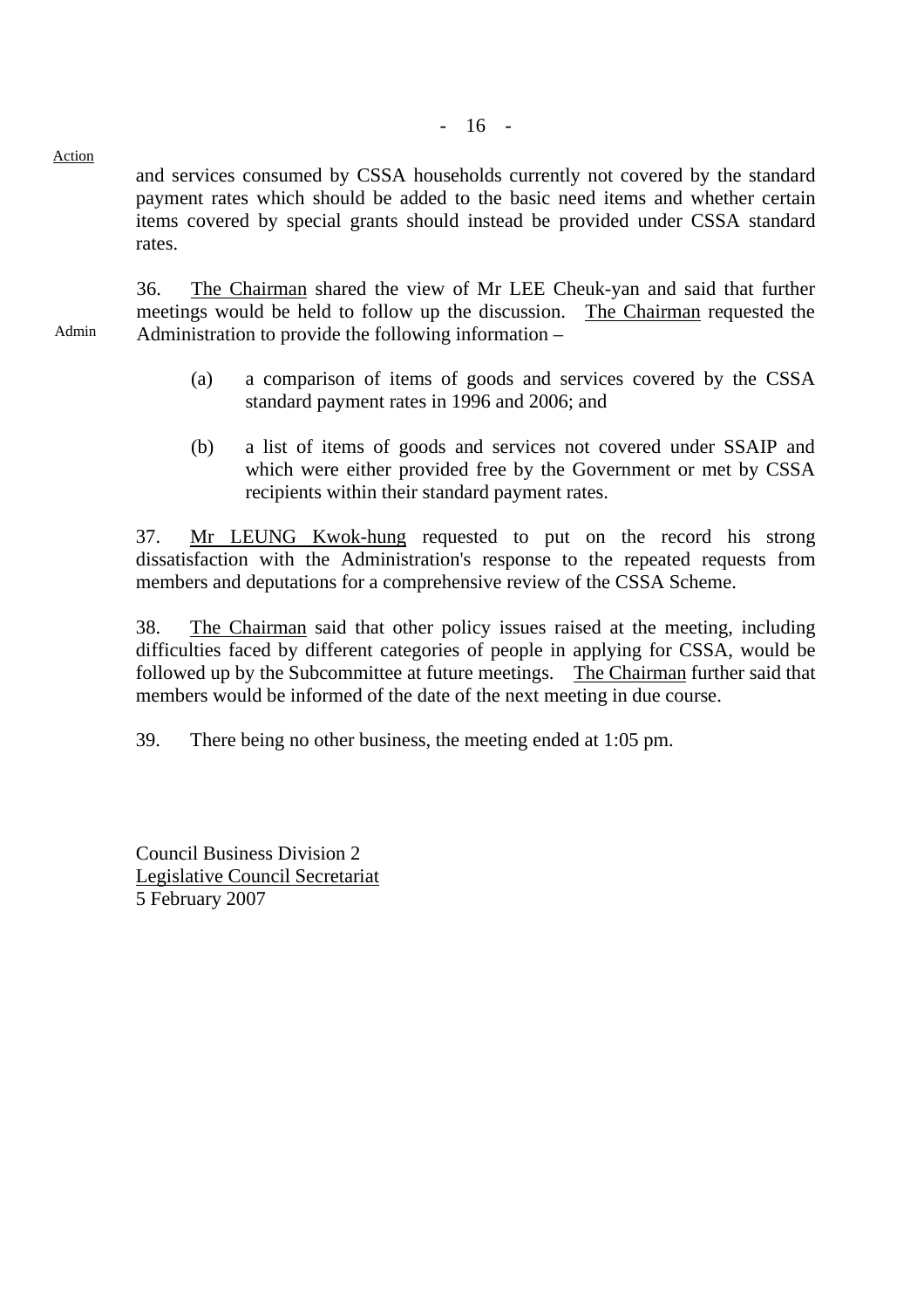Action

and services consumed by CSSA households currently not covered by the standard payment rates which should be added to the basic need items and whether certain items covered by special grants should instead be provided under CSSA standard rates.

36. The Chairman shared the view of Mr LEE Cheuk-yan and said that further meetings would be held to follow up the discussion. The Chairman requested the Administration to provide the following information –

Admin

(a) a comparison of items of goods and services covered by the CSSA standard payment rates in 1996 and 2006; and

(b) a list of items of goods and services not covered under SSAIP and which were either provided free by the Government or met by CSSA recipients within their standard payment rates.

37. Mr LEUNG Kwok-hung requested to put on the record his strong dissatisfaction with the Administration's response to the repeated requests from members and deputations for a comprehensive review of the CSSA Scheme.

38. The Chairman said that other policy issues raised at the meeting, including difficulties faced by different categories of people in applying for CSSA, would be followed up by the Subcommittee at future meetings. The Chairman further said that members would be informed of the date of the next meeting in due course.

39. There being no other business, the meeting ended at 1:05 pm.

Council Business Division 2
Legislative Council Secretariat
5 February 2007